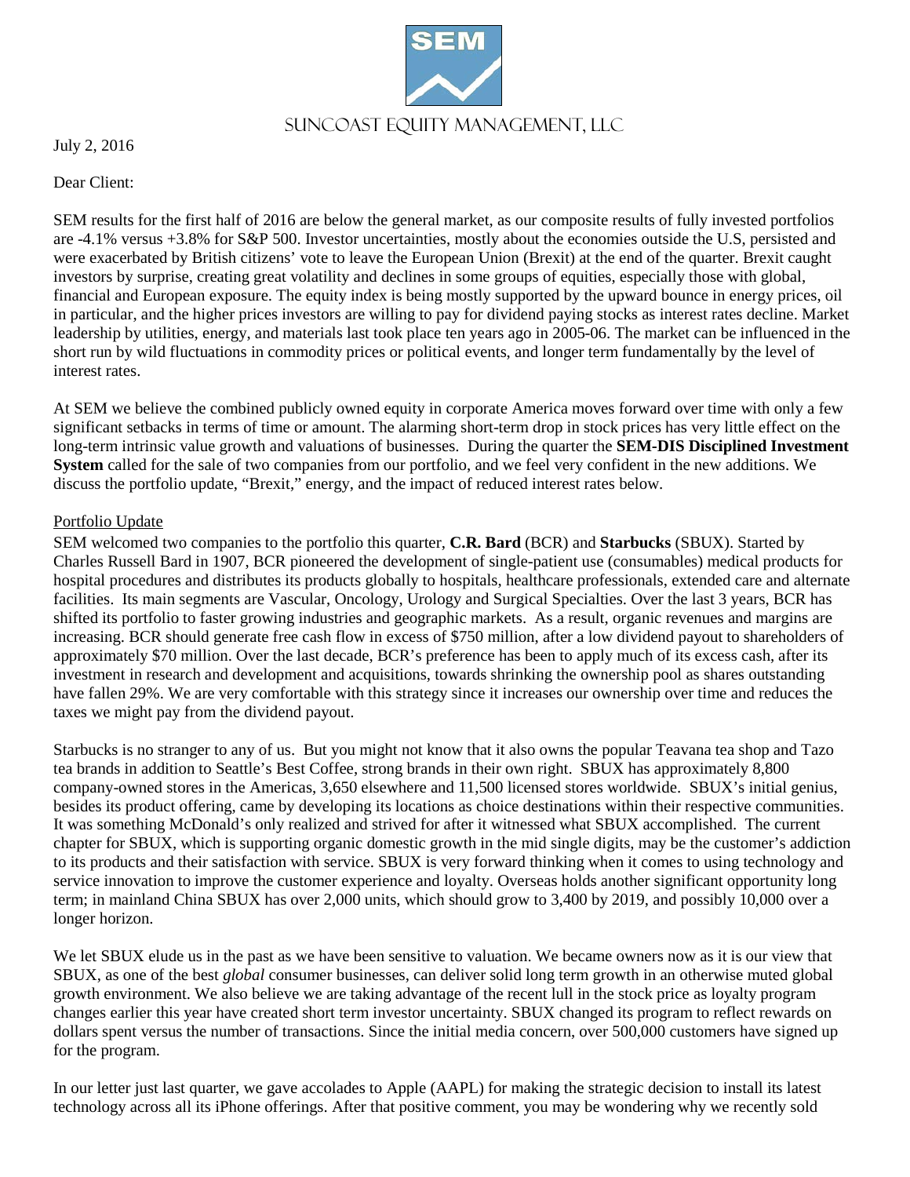# SUNCOAST EQUITY MANAGEMENT, LLC

July 2, 2016

Dear Client:

SEM results for the first half of 2016 are below the general market, as our composite results of fully invested portfolios are -4.1% versus +3.8% for S&P 500. Investor uncertainties, mostly about the economies outside the U.S, persisted and were exacerbated by British citizens' vote to leave the European Union (Brexit) at the end of the quarter. Brexit caught investors by surprise, creating great volatility and declines in some groups of equities, especially those with global, financial and European exposure. The equity index is being mostly supported by the upward bounce in energy prices, oil in particular, and the higher prices investors are willing to pay for dividend paying stocks as interest rates decline. Market leadership by utilities, energy, and materials last took place ten years ago in 2005-06. The market can be influenced in the short run by wild fluctuations in commodity prices or political events, and longer term fundamentally by the level of interest rates.

At SEM we believe the combined publicly owned equity in corporate America moves forward over time with only a few significant setbacks in terms of time or amount. The alarming short-term drop in stock prices has very little effect on the long-term intrinsic value growth and valuations of businesses. During the quarter the **SEM-DIS Disciplined Investment System** called for the sale of two companies from our portfolio, and we feel very confident in the new additions. We discuss the portfolio update, "Brexit," energy, and the impact of reduced interest rates below.

## Portfolio Update

SEM welcomed two companies to the portfolio this quarter, **C.R. Bard** (BCR) and **Starbucks** (SBUX). Started by Charles Russell Bard in 1907, BCR pioneered the development of single-patient use (consumables) medical products for hospital procedures and distributes its products globally to hospitals, healthcare professionals, extended care and alternate facilities. Its main segments are Vascular, Oncology, Urology and Surgical Specialties. Over the last 3 years, BCR has shifted its portfolio to faster growing industries and geographic markets. As a result, organic revenues and margins are increasing. BCR should generate free cash flow in excess of $750 million, after a low dividend payout to shareholders of approximately $70 million. Over the last decade, BCR's preference has been to apply much of its excess cash, after its investment in research and development and acquisitions, towards shrinking the ownership pool as shares outstanding have fallen 29%. We are very comfortable with this strategy since it increases our ownership over time and reduces the taxes we might pay from the dividend payout.

Starbucks is no stranger to any of us. But you might not know that it also owns the popular Teavana tea shop and Tazo tea brands in addition to Seattle's Best Coffee, strong brands in their own right. SBUX has approximately 8,800 company-owned stores in the Americas, 3,650 elsewhere and 11,500 licensed stores worldwide. SBUX's initial genius, besides its product offering, came by developing its locations as choice destinations within their respective communities. It was something McDonald's only realized and strived for after it witnessed what SBUX accomplished. The current chapter for SBUX, which is supporting organic domestic growth in the mid single digits, may be the customer's addiction to its products and their satisfaction with service. SBUX is very forward thinking when it comes to using technology and service innovation to improve the customer experience and loyalty. Overseas holds another significant opportunity long term; in mainland China SBUX has over 2,000 units, which should grow to 3,400 by 2019, and possibly 10,000 over a longer horizon.

We let SBUX elude us in the past as we have been sensitive to valuation. We became owners now as it is our view that SBUX, as one of the best *global* consumer businesses, can deliver solid long term growth in an otherwise muted global growth environment. We also believe we are taking advantage of the recent lull in the stock price as loyalty program changes earlier this year have created short term investor uncertainty. SBUX changed its program to reflect rewards on dollars spent versus the number of transactions. Since the initial media concern, over 500,000 customers have signed up for the program.

In our letter just last quarter, we gave accolades to Apple (AAPL) for making the strategic decision to install its latest technology across all its iPhone offerings. After that positive comment, you may be wondering why we recently sold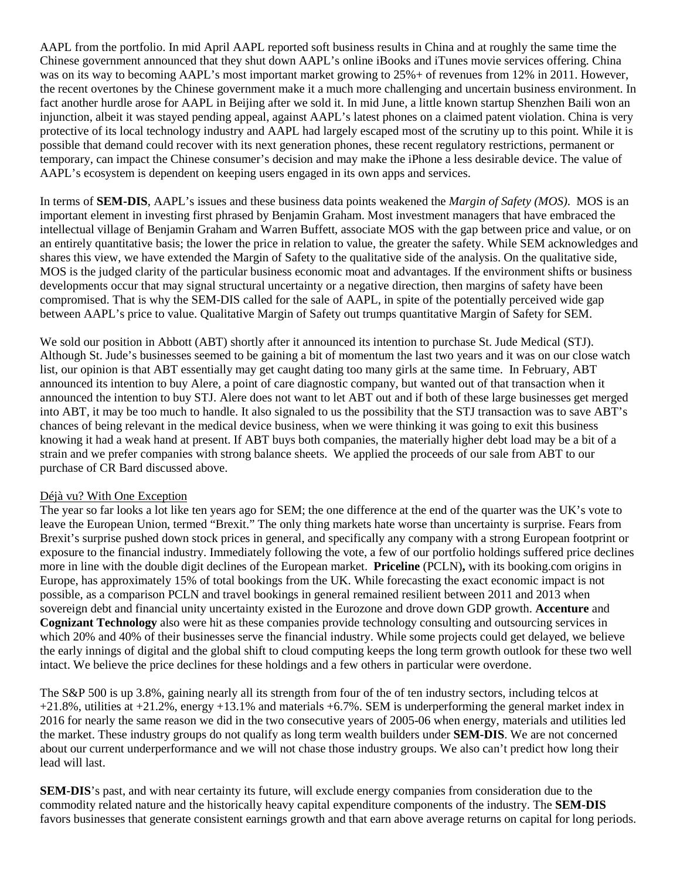AAPL from the portfolio. In mid April AAPL reported soft business results in China and at roughly the same time the Chinese government announced that they shut down AAPL's online iBooks and iTunes movie services offering. China was on its way to becoming AAPL's most important market growing to 25%+ of revenues from 12% in 2011. However, the recent overtones by the Chinese government make it a much more challenging and uncertain business environment. In fact another hurdle arose for AAPL in Beijing after we sold it. In mid June, a little known startup Shenzhen Baili won an injunction, albeit it was stayed pending appeal, against AAPL's latest phones on a claimed patent violation. China is very protective of its local technology industry and AAPL had largely escaped most of the scrutiny up to this point. While it is possible that demand could recover with its next generation phones, these recent regulatory restrictions, permanent or temporary, can impact the Chinese consumer's decision and may make the iPhone a less desirable device. The value of AAPL's ecosystem is dependent on keeping users engaged in its own apps and services.

In terms of **SEM-DIS**, AAPL's issues and these business data points weakened the *Margin of Safety (MOS)*. MOS is an important element in investing first phrased by Benjamin Graham. Most investment managers that have embraced the intellectual village of Benjamin Graham and Warren Buffett, associate MOS with the gap between price and value, or on an entirely quantitative basis; the lower the price in relation to value, the greater the safety. While SEM acknowledges and shares this view, we have extended the Margin of Safety to the qualitative side of the analysis. On the qualitative side, MOS is the judged clarity of the particular business economic moat and advantages. If the environment shifts or business developments occur that may signal structural uncertainty or a negative direction, then margins of safety have been compromised. That is why the SEM-DIS called for the sale of AAPL, in spite of the potentially perceived wide gap between AAPL's price to value. Qualitative Margin of Safety out trumps quantitative Margin of Safety for SEM.

We sold our position in Abbott (ABT) shortly after it announced its intention to purchase St. Jude Medical (STJ). Although St. Jude's businesses seemed to be gaining a bit of momentum the last two years and it was on our close watch list, our opinion is that ABT essentially may get caught dating too many girls at the same time. In February, ABT announced its intention to buy Alere, a point of care diagnostic company, but wanted out of that transaction when it announced the intention to buy STJ. Alere does not want to let ABT out and if both of these large businesses get merged into ABT, it may be too much to handle. It also signaled to us the possibility that the STJ transaction was to save ABT's chances of being relevant in the medical device business, when we were thinking it was going to exit this business knowing it had a weak hand at present. If ABT buys both companies, the materially higher debt load may be a bit of a strain and we prefer companies with strong balance sheets. We applied the proceeds of our sale from ABT to our purchase of CR Bard discussed above.

## Déjà vu? With One Exception

The year so far looks a lot like ten years ago for SEM; the one difference at the end of the quarter was the UK's vote to leave the European Union, termed "Brexit." The only thing markets hate worse than uncertainty is surprise. Fears from Brexit's surprise pushed down stock prices in general, and specifically any company with a strong European footprint or exposure to the financial industry. Immediately following the vote, a few of our portfolio holdings suffered price declines more in line with the double digit declines of the European market. **Priceline** (PCLN)**,** with its booking.com origins in Europe, has approximately 15% of total bookings from the UK. While forecasting the exact economic impact is not possible, as a comparison PCLN and travel bookings in general remained resilient between 2011 and 2013 when sovereign debt and financial unity uncertainty existed in the Eurozone and drove down GDP growth. **Accenture** and **Cognizant Technology** also were hit as these companies provide technology consulting and outsourcing services in which 20% and 40% of their businesses serve the financial industry. While some projects could get delayed, we believe the early innings of digital and the global shift to cloud computing keeps the long term growth outlook for these two well intact. We believe the price declines for these holdings and a few others in particular were overdone.

The S&P 500 is up 3.8%, gaining nearly all its strength from four of the of ten industry sectors, including telcos at +21.8%, utilities at +21.2%, energy +13.1% and materials +6.7%. SEM is underperforming the general market index in 2016 for nearly the same reason we did in the two consecutive years of 2005-06 when energy, materials and utilities led the market. These industry groups do not qualify as long term wealth builders under **SEM-DIS**. We are not concerned about our current underperformance and we will not chase those industry groups. We also can't predict how long their lead will last.

**SEM-DIS**'s past, and with near certainty its future, will exclude energy companies from consideration due to the commodity related nature and the historically heavy capital expenditure components of the industry. The **SEM-DIS** favors businesses that generate consistent earnings growth and that earn above average returns on capital for long periods.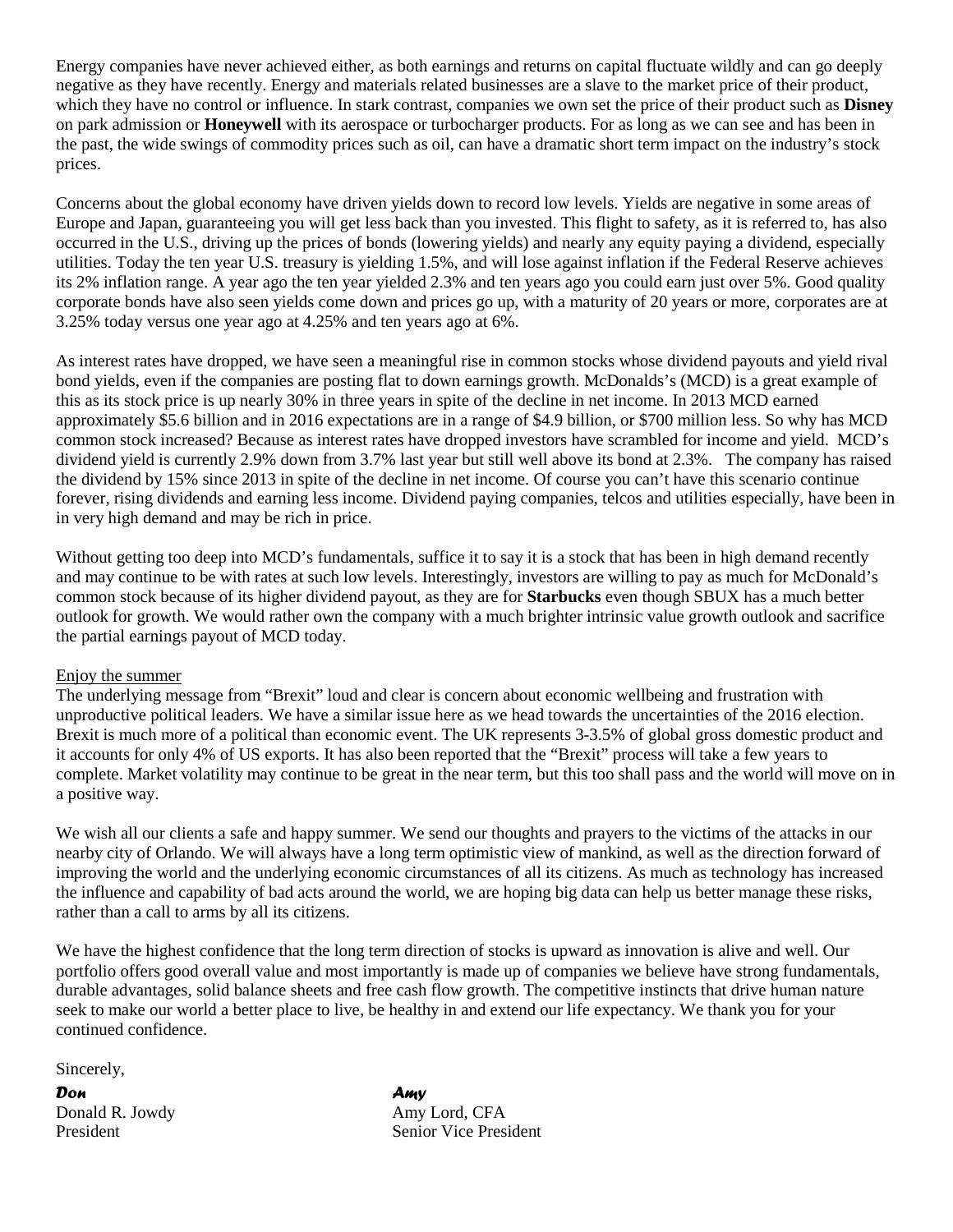Energy companies have never achieved either, as both earnings and returns on capital fluctuate wildly and can go deeply negative as they have recently. Energy and materials related businesses are a slave to the market price of their product, which they have no control or influence. In stark contrast, companies we own set the price of their product such as **Disney** on park admission or **Honeywell** with its aerospace or turbocharger products. For as long as we can see and has been in the past, the wide swings of commodity prices such as oil, can have a dramatic short term impact on the industry's stock prices.

Concerns about the global economy have driven yields down to record low levels. Yields are negative in some areas of Europe and Japan, guaranteeing you will get less back than you invested. This flight to safety, as it is referred to, has also occurred in the U.S., driving up the prices of bonds (lowering yields) and nearly any equity paying a dividend, especially utilities. Today the ten year U.S. treasury is yielding 1.5%, and will lose against inflation if the Federal Reserve achieves its 2% inflation range. A year ago the ten year yielded 2.3% and ten years ago you could earn just over 5%. Good quality corporate bonds have also seen yields come down and prices go up, with a maturity of 20 years or more, corporates are at 3.25% today versus one year ago at 4.25% and ten years ago at 6%.

As interest rates have dropped, we have seen a meaningful rise in common stocks whose dividend payouts and yield rival bond yields, even if the companies are posting flat to down earnings growth. McDonalds's (MCD) is a great example of this as its stock price is up nearly 30% in three years in spite of the decline in net income. In 2013 MCD earned approximately $5.6 billion and in 2016 expectations are in a range of $4.9 billion, or $700 million less. So why has MCD common stock increased? Because as interest rates have dropped investors have scrambled for income and yield. MCD's dividend yield is currently 2.9% down from 3.7% last year but still well above its bond at 2.3%. The company has raised the dividend by 15% since 2013 in spite of the decline in net income. Of course you can't have this scenario continue forever, rising dividends and earning less income. Dividend paying companies, telcos and utilities especially, have been in in very high demand and may be rich in price.

Without getting too deep into MCD's fundamentals, suffice it to say it is a stock that has been in high demand recently and may continue to be with rates at such low levels. Interestingly, investors are willing to pay as much for McDonald's common stock because of its higher dividend payout, as they are for **Starbucks** even though SBUX has a much better outlook for growth. We would rather own the company with a much brighter intrinsic value growth outlook and sacrifice the partial earnings payout of MCD today.

Enjoy the summer

The underlying message from "Brexit" loud and clear is concern about economic wellbeing and frustration with unproductive political leaders. We have a similar issue here as we head towards the uncertainties of the 2016 election. Brexit is much more of a political than economic event. The UK represents 3-3.5% of global gross domestic product and it accounts for only 4% of US exports. It has also been reported that the "Brexit" process will take a few years to complete. Market volatility may continue to be great in the near term, but this too shall pass and the world will move on in a positive way.

We wish all our clients a safe and happy summer. We send our thoughts and prayers to the victims of the attacks in our nearby city of Orlando. We will always have a long term optimistic view of mankind, as well as the direction forward of improving the world and the underlying economic circumstances of all its citizens. As much as technology has increased the influence and capability of bad acts around the world, we are hoping big data can help us better manage these risks, rather than a call to arms by all its citizens.

We have the highest confidence that the long term direction of stocks is upward as innovation is alive and well. Our portfolio offers good overall value and most importantly is made up of companies we believe have strong fundamentals, durable advantages, solid balance sheets and free cash flow growth. The competitive instincts that drive human nature seek to make our world a better place to live, be healthy in and extend our life expectancy. We thank you for your continued confidence.

Sincerely,

*Don*
Donald R. Jowdy
President

*Amy*
Amy Lord, CFA
Senior Vice President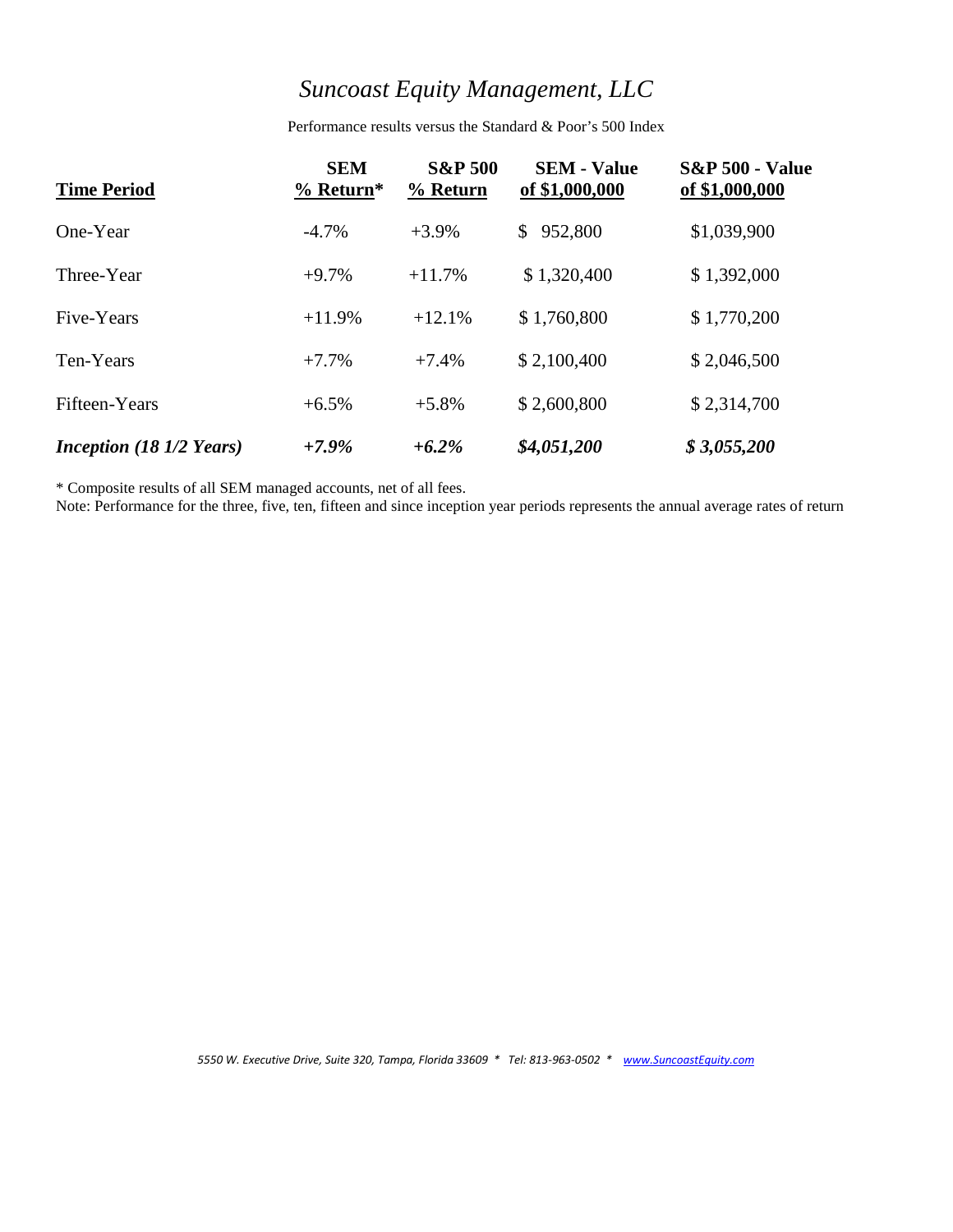# *Suncoast Equity Management, LLC*

Performance results versus the Standard & Poor's 500 Index

| Time Period | SEM % Return* | S&P 500 % Return | SEM - Value of $1,000,000 | S&P 500 - Value of $1,000,000 |
|---|---|---|---|---|
| One-Year | -4.7% | +3.9% | $ 952,800 | $1,039,900 |
| Three-Year | +9.7% | +11.7% | $ 1,320,400 | $ 1,392,000 |
| Five-Years | +11.9% | +12.1% | $ 1,760,800 | $ 1,770,200 |
| Ten-Years | +7.7% | +7.4% | $ 2,100,400 | $ 2,046,500 |
| Fifteen-Years | +6.5% | +5.8% | $ 2,600,800 | $ 2,314,700 |
| ***Inception (18 1/2 Years)*** | ***+7.9%*** | ***+6.2%*** | ***$4,051,200*** | ***$ 3,055,200*** |

* Composite results of all SEM managed accounts, net of all fees.

Note: Performance for the three, five, ten, fifteen and since inception year periods represents the annual average rates of return